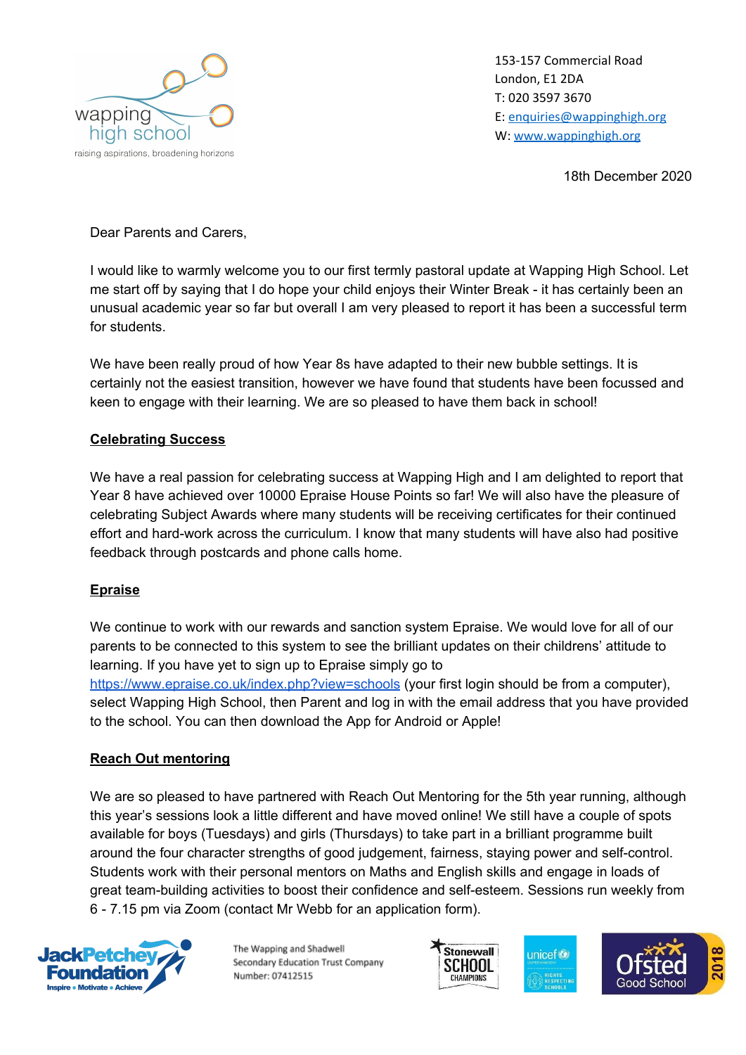wapping high school
raising aspirations, broadening horizons

153-157 Commercial Road
London, E1 2DA
T: 020 3597 3670
E: enquiries@wappinghigh.org
W: www.wappinghigh.org

18th December 2020

Dear Parents and Carers,

I would like to warmly welcome you to our first termly pastoral update at Wapping High School. Let me start off by saying that I do hope your child enjoys their Winter Break - it has certainly been an unusual academic year so far but overall I am very pleased to report it has been a successful term for students.

We have been really proud of how Year 8s have adapted to their new bubble settings. It is certainly not the easiest transition, however we have found that students have been focussed and keen to engage with their learning. We are so pleased to have them back in school!

## Celebrating Success

We have a real passion for celebrating success at Wapping High and I am delighted to report that Year 8 have achieved over 10000 Epraise House Points so far! We will also have the pleasure of celebrating Subject Awards where many students will be receiving certificates for their continued effort and hard-work across the curriculum. I know that many students will have also had positive feedback through postcards and phone calls home.

## Epraise

We continue to work with our rewards and sanction system Epraise. We would love for all of our parents to be connected to this system to see the brilliant updates on their childrens' attitude to learning. If you have yet to sign up to Epraise simply go to https://www.epraise.co.uk/index.php?view=schools (your first login should be from a computer), select Wapping High School, then Parent and log in with the email address that you have provided to the school. You can then download the App for Android or Apple!

## Reach Out mentoring

We are so pleased to have partnered with Reach Out Mentoring for the 5th year running, although this year's sessions look a little different and have moved online! We still have a couple of spots available for boys (Tuesdays) and girls (Thursdays) to take part in a brilliant programme built around the four character strengths of good judgement, fairness, staying power and self-control. Students work with their personal mentors on Maths and English skills and engage in loads of great team-building activities to boost their confidence and self-esteem. Sessions run weekly from 6 - 7.15 pm via Zoom (contact Mr Webb for an application form).

The Wapping and Shadwell Secondary Education Trust Company Number: 07412515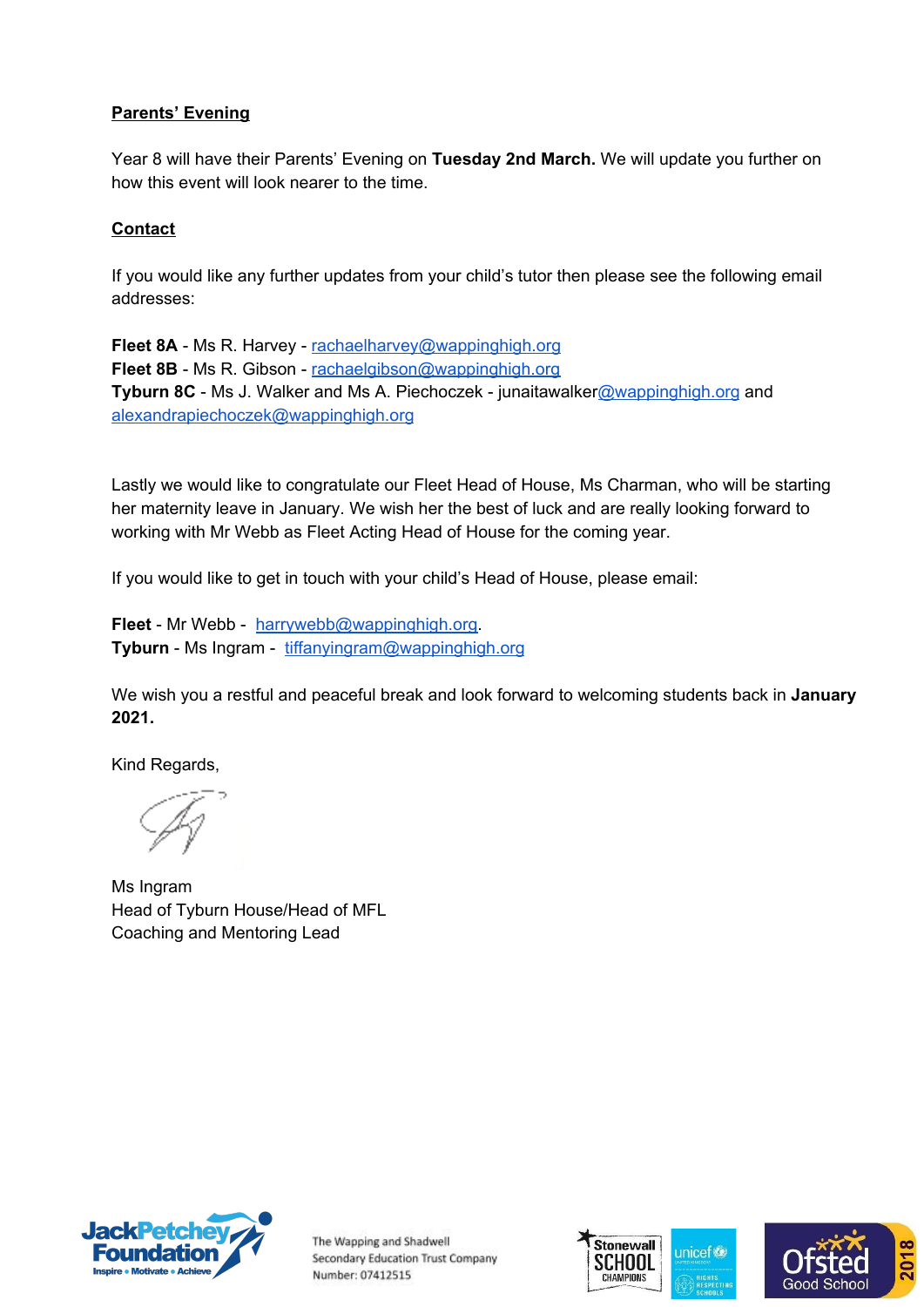**Parents' Evening**

Year 8 will have their Parents' Evening on **Tuesday 2nd March.** We will update you further on how this event will look nearer to the time.

**Contact**

If you would like any further updates from your child's tutor then please see the following email addresses:

**Fleet 8A** - Ms R. Harvey - rachaelharvey@wappinghigh.org
**Fleet 8B** - Ms R. Gibson - rachaelgibson@wappinghigh.org
**Tyburn 8C** - Ms J. Walker and Ms A. Piechoczek - junaitawalker@wappinghigh.org and alexandrapiechoczek@wappinghigh.org

Lastly we would like to congratulate our Fleet Head of House, Ms Charman, who will be starting her maternity leave in January. We wish her the best of luck and are really looking forward to working with Mr Webb as Fleet Acting Head of House for the coming year.

If you would like to get in touch with your child's Head of House, please email:

**Fleet** - Mr Webb - harrywebb@wappinghigh.org.
**Tyburn** - Ms Ingram - tiffanyingram@wappinghigh.org

We wish you a restful and peaceful break and look forward to welcoming students back in **January 2021.**

Kind Regards,

Ms Ingram
Head of Tyburn House/Head of MFL
Coaching and Mentoring Lead

The Wapping and Shadwell Secondary Education Trust Company Number: 07412515